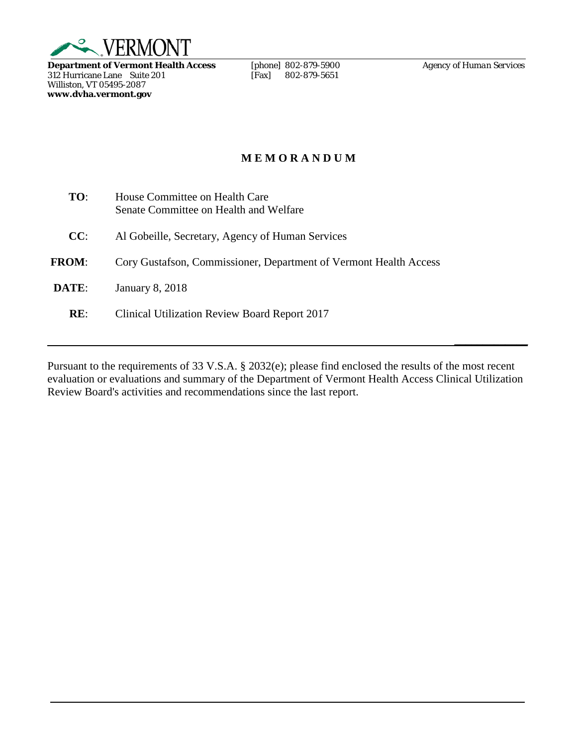VERMONT

**Department of Vermont Health Access**
312 Hurricane Lane Suite 201
Williston, VT 05495-2087
**www.dvha.vermont.gov**

[phone] 802-879-5900
[Fax] 802-879-5651

*Agency of Human Services*

# MEMORANDUM

**TO**: House Committee on Health Care
Senate Committee on Health and Welfare

**CC**: Al Gobeille, Secretary, Agency of Human Services

**FROM**: Cory Gustafson, Commissioner, Department of Vermont Health Access

**DATE**: January 8, 2018

**RE**: Clinical Utilization Review Board Report 2017

---

Pursuant to the requirements of 33 V.S.A. § 2032(e); please find enclosed the results of the most recent evaluation or evaluations and summary of the Department of Vermont Health Access Clinical Utilization Review Board's activities and recommendations since the last report.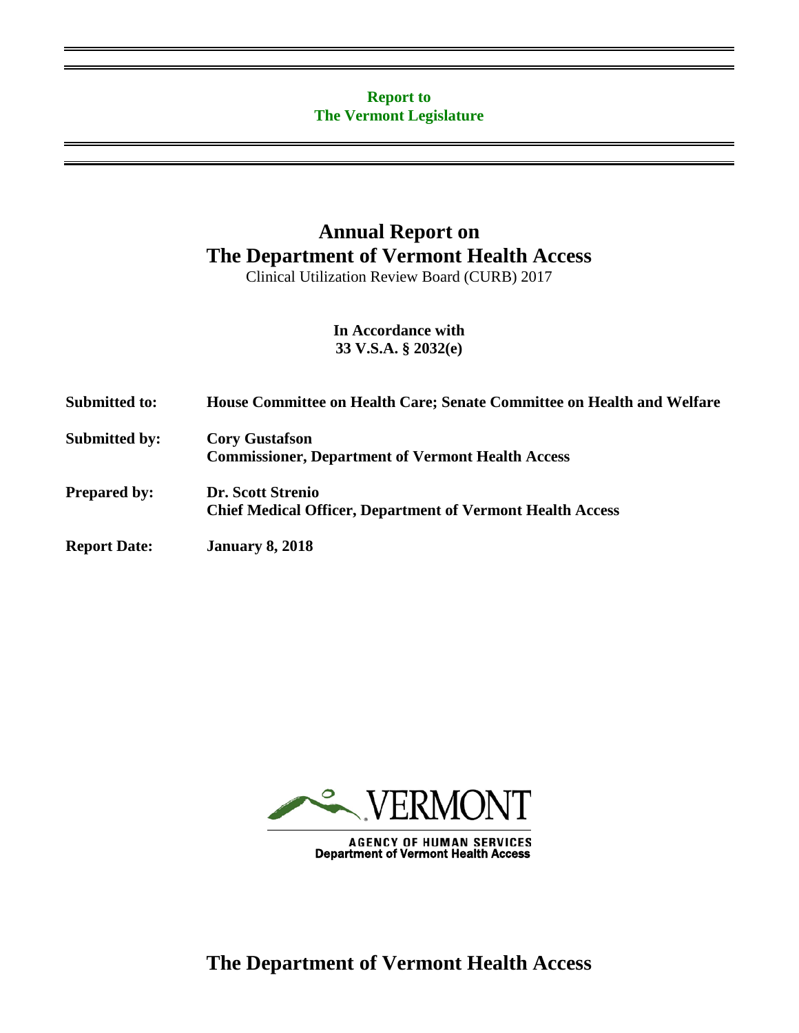**Report to**
**The Vermont Legislature**

# Annual Report on The Department of Vermont Health Access

Clinical Utilization Review Board (CURB) 2017

**In Accordance with**
**33 V.S.A. § 2032(e)**

| | |
|---|---|
| **Submitted to:** | **House Committee on Health Care; Senate Committee on Health and Welfare** |
| **Submitted by:** | **Cory Gustafson**<br>**Commissioner, Department of Vermont Health Access** |
| **Prepared by:** | **Dr. Scott Strenio**<br>**Chief Medical Officer, Department of Vermont Health Access** |
| **Report Date:** | **January 8, 2018** |

VERMONT

AGENCY OF HUMAN SERVICES
Department of Vermont Health Access

## The Department of Vermont Health Access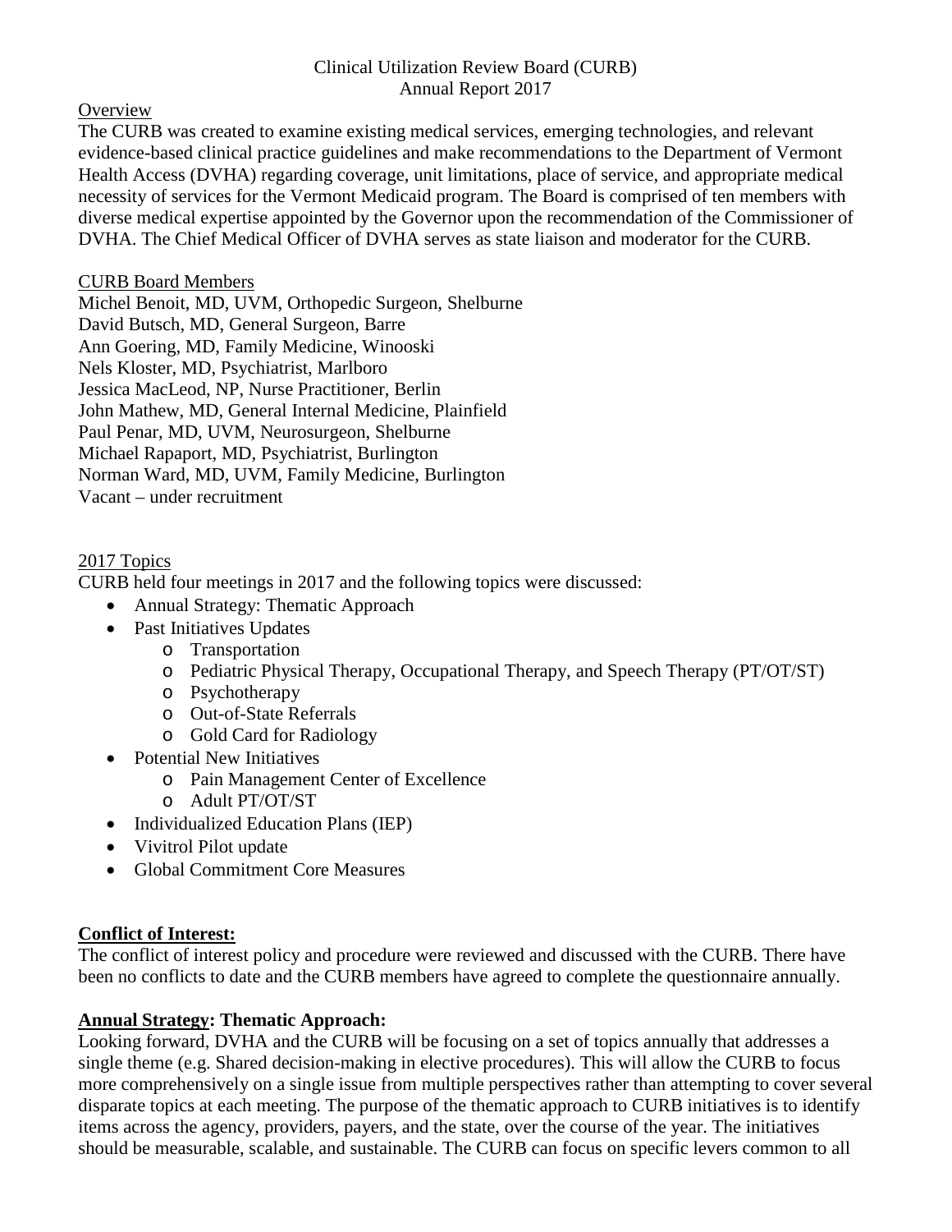Clinical Utilization Review Board (CURB)
Annual Report 2017

Overview

The CURB was created to examine existing medical services, emerging technologies, and relevant evidence-based clinical practice guidelines and make recommendations to the Department of Vermont Health Access (DVHA) regarding coverage, unit limitations, place of service, and appropriate medical necessity of services for the Vermont Medicaid program. The Board is comprised of ten members with diverse medical expertise appointed by the Governor upon the recommendation of the Commissioner of DVHA. The Chief Medical Officer of DVHA serves as state liaison and moderator for the CURB.

CURB Board Members

Michel Benoit, MD, UVM, Orthopedic Surgeon, Shelburne
David Butsch, MD, General Surgeon, Barre
Ann Goering, MD, Family Medicine, Winooski
Nels Kloster, MD, Psychiatrist, Marlboro
Jessica MacLeod, NP, Nurse Practitioner, Berlin
John Mathew, MD, General Internal Medicine, Plainfield
Paul Penar, MD, UVM, Neurosurgeon, Shelburne
Michael Rapaport, MD, Psychiatrist, Burlington
Norman Ward, MD, UVM, Family Medicine, Burlington
Vacant – under recruitment

2017 Topics

CURB held four meetings in 2017 and the following topics were discussed:

- Annual Strategy: Thematic Approach
- Past Initiatives Updates
  - Transportation
  - Pediatric Physical Therapy, Occupational Therapy, and Speech Therapy (PT/OT/ST)
  - Psychotherapy
  - Out-of-State Referrals
  - Gold Card for Radiology
- Potential New Initiatives
  - Pain Management Center of Excellence
  - Adult PT/OT/ST
- Individualized Education Plans (IEP)
- Vivitrol Pilot update
- Global Commitment Core Measures

**Conflict of Interest:**

The conflict of interest policy and procedure were reviewed and discussed with the CURB. There have been no conflicts to date and the CURB members have agreed to complete the questionnaire annually.

**Annual Strategy: Thematic Approach:**

Looking forward, DVHA and the CURB will be focusing on a set of topics annually that addresses a single theme (e.g. Shared decision-making in elective procedures). This will allow the CURB to focus more comprehensively on a single issue from multiple perspectives rather than attempting to cover several disparate topics at each meeting. The purpose of the thematic approach to CURB initiatives is to identify items across the agency, providers, payers, and the state, over the course of the year. The initiatives should be measurable, scalable, and sustainable. The CURB can focus on specific levers common to all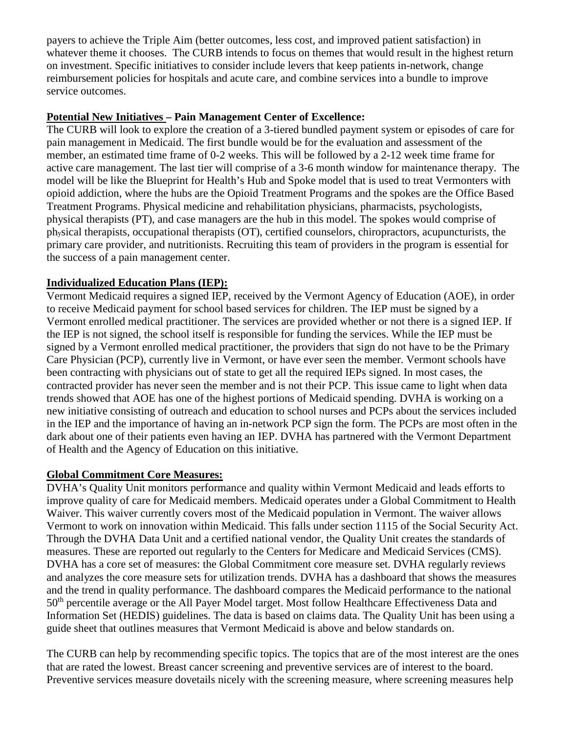payers to achieve the Triple Aim (better outcomes, less cost, and improved patient satisfaction) in whatever theme it chooses. The CURB intends to focus on themes that would result in the highest return on investment. Specific initiatives to consider include levers that keep patients in-network, change reimbursement policies for hospitals and acute care, and combine services into a bundle to improve service outcomes.

**Potential New Initiatives – Pain Management Center of Excellence:**

The CURB will look to explore the creation of a 3-tiered bundled payment system or episodes of care for pain management in Medicaid. The first bundle would be for the evaluation and assessment of the member, an estimated time frame of 0-2 weeks. This will be followed by a 2-12 week time frame for active care management. The last tier will comprise of a 3-6 month window for maintenance therapy. The model will be like the Blueprint for Health's Hub and Spoke model that is used to treat Vermonters with opioid addiction, where the hubs are the Opioid Treatment Programs and the spokes are the Office Based Treatment Programs. Physical medicine and rehabilitation physicians, pharmacists, psychologists, physical therapists (PT), and case managers are the hub in this model. The spokes would comprise of physical therapists, occupational therapists (OT), certified counselors, chiropractors, acupuncturists, the primary care provider, and nutritionists. Recruiting this team of providers in the program is essential for the success of a pain management center.

**Individualized Education Plans (IEP):**

Vermont Medicaid requires a signed IEP, received by the Vermont Agency of Education (AOE), in order to receive Medicaid payment for school based services for children. The IEP must be signed by a Vermont enrolled medical practitioner. The services are provided whether or not there is a signed IEP. If the IEP is not signed, the school itself is responsible for funding the services. While the IEP must be signed by a Vermont enrolled medical practitioner, the providers that sign do not have to be the Primary Care Physician (PCP), currently live in Vermont, or have ever seen the member. Vermont schools have been contracting with physicians out of state to get all the required IEPs signed. In most cases, the contracted provider has never seen the member and is not their PCP. This issue came to light when data trends showed that AOE has one of the highest portions of Medicaid spending. DVHA is working on a new initiative consisting of outreach and education to school nurses and PCPs about the services included in the IEP and the importance of having an in-network PCP sign the form. The PCPs are most often in the dark about one of their patients even having an IEP. DVHA has partnered with the Vermont Department of Health and the Agency of Education on this initiative.

**Global Commitment Core Measures:**

DVHA's Quality Unit monitors performance and quality within Vermont Medicaid and leads efforts to improve quality of care for Medicaid members. Medicaid operates under a Global Commitment to Health Waiver. This waiver currently covers most of the Medicaid population in Vermont. The waiver allows Vermont to work on innovation within Medicaid. This falls under section 1115 of the Social Security Act. Through the DVHA Data Unit and a certified national vendor, the Quality Unit creates the standards of measures. These are reported out regularly to the Centers for Medicare and Medicaid Services (CMS). DVHA has a core set of measures: the Global Commitment core measure set. DVHA regularly reviews and analyzes the core measure sets for utilization trends. DVHA has a dashboard that shows the measures and the trend in quality performance. The dashboard compares the Medicaid performance to the national 50th percentile average or the All Payer Model target. Most follow Healthcare Effectiveness Data and Information Set (HEDIS) guidelines. The data is based on claims data. The Quality Unit has been using a guide sheet that outlines measures that Vermont Medicaid is above and below standards on.

The CURB can help by recommending specific topics. The topics that are of the most interest are the ones that are rated the lowest. Breast cancer screening and preventive services are of interest to the board. Preventive services measure dovetails nicely with the screening measure, where screening measures help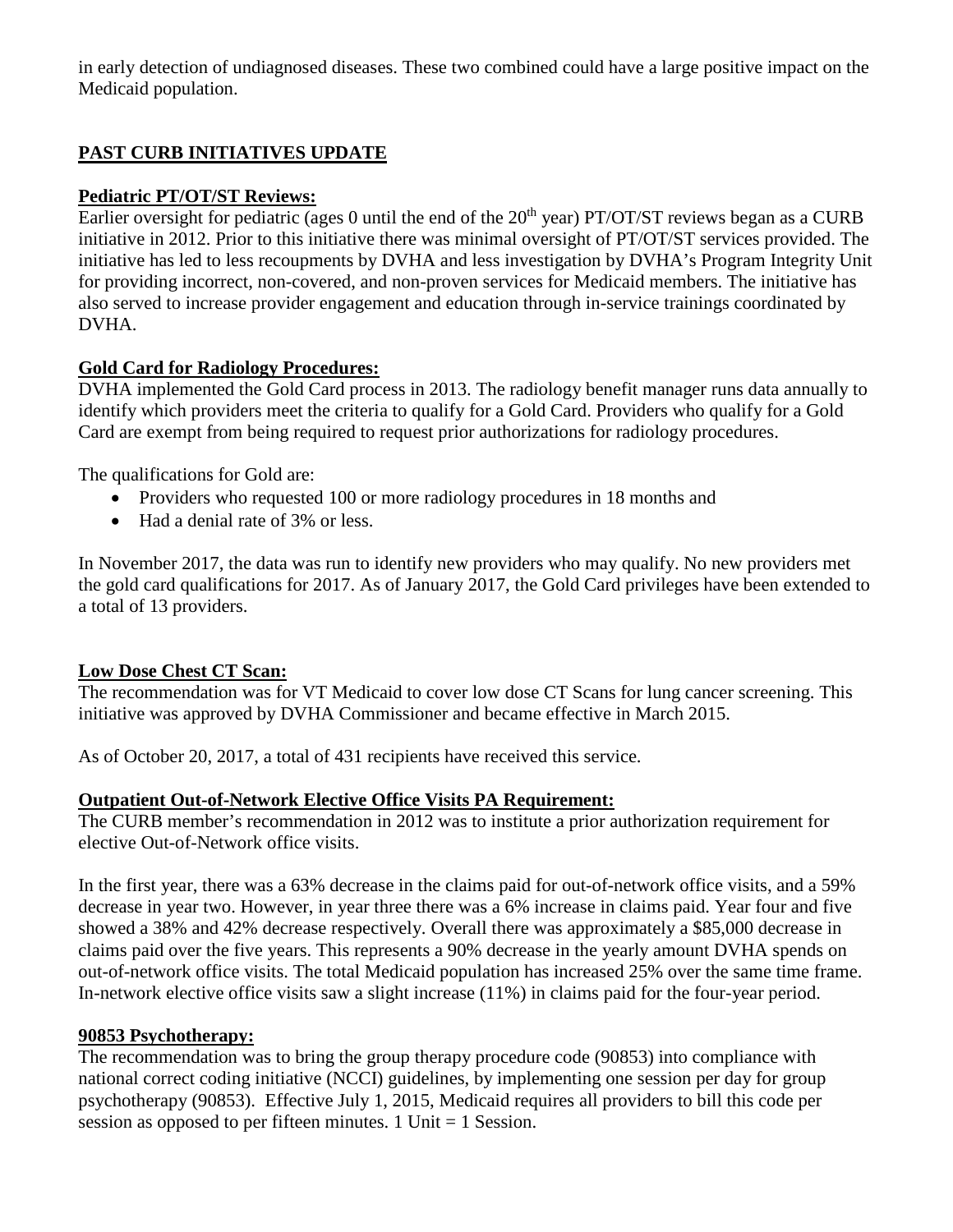in early detection of undiagnosed diseases. These two combined could have a large positive impact on the Medicaid population.

## PAST CURB INITIATIVES UPDATE

### Pediatric PT/OT/ST Reviews:

Earlier oversight for pediatric (ages 0 until the end of the $20^{th}$ year) PT/OT/ST reviews began as a CURB initiative in 2012. Prior to this initiative there was minimal oversight of PT/OT/ST services provided. The initiative has led to less recoupments by DVHA and less investigation by DVHA's Program Integrity Unit for providing incorrect, non-covered, and non-proven services for Medicaid members. The initiative has also served to increase provider engagement and education through in-service trainings coordinated by DVHA.

### Gold Card for Radiology Procedures:

DVHA implemented the Gold Card process in 2013. The radiology benefit manager runs data annually to identify which providers meet the criteria to qualify for a Gold Card. Providers who qualify for a Gold Card are exempt from being required to request prior authorizations for radiology procedures.

The qualifications for Gold are:

- Providers who requested 100 or more radiology procedures in 18 months and
- Had a denial rate of 3% or less.

In November 2017, the data was run to identify new providers who may qualify. No new providers met the gold card qualifications for 2017. As of January 2017, the Gold Card privileges have been extended to a total of 13 providers.

### Low Dose Chest CT Scan:

The recommendation was for VT Medicaid to cover low dose CT Scans for lung cancer screening. This initiative was approved by DVHA Commissioner and became effective in March 2015.

As of October 20, 2017, a total of 431 recipients have received this service.

### Outpatient Out-of-Network Elective Office Visits PA Requirement:

The CURB member's recommendation in 2012 was to institute a prior authorization requirement for elective Out-of-Network office visits.

In the first year, there was a 63% decrease in the claims paid for out-of-network office visits, and a 59% decrease in year two. However, in year three there was a 6% increase in claims paid. Year four and five showed a 38% and 42% decrease respectively. Overall there was approximately a $85,000 decrease in claims paid over the five years. This represents a 90% decrease in the yearly amount DVHA spends on out-of-network office visits. The total Medicaid population has increased 25% over the same time frame. In-network elective office visits saw a slight increase (11%) in claims paid for the four-year period.

### 90853 Psychotherapy:

The recommendation was to bring the group therapy procedure code (90853) into compliance with national correct coding initiative (NCCI) guidelines, by implementing one session per day for group psychotherapy (90853). Effective July 1, 2015, Medicaid requires all providers to bill this code per session as opposed to per fifteen minutes. 1 Unit = 1 Session.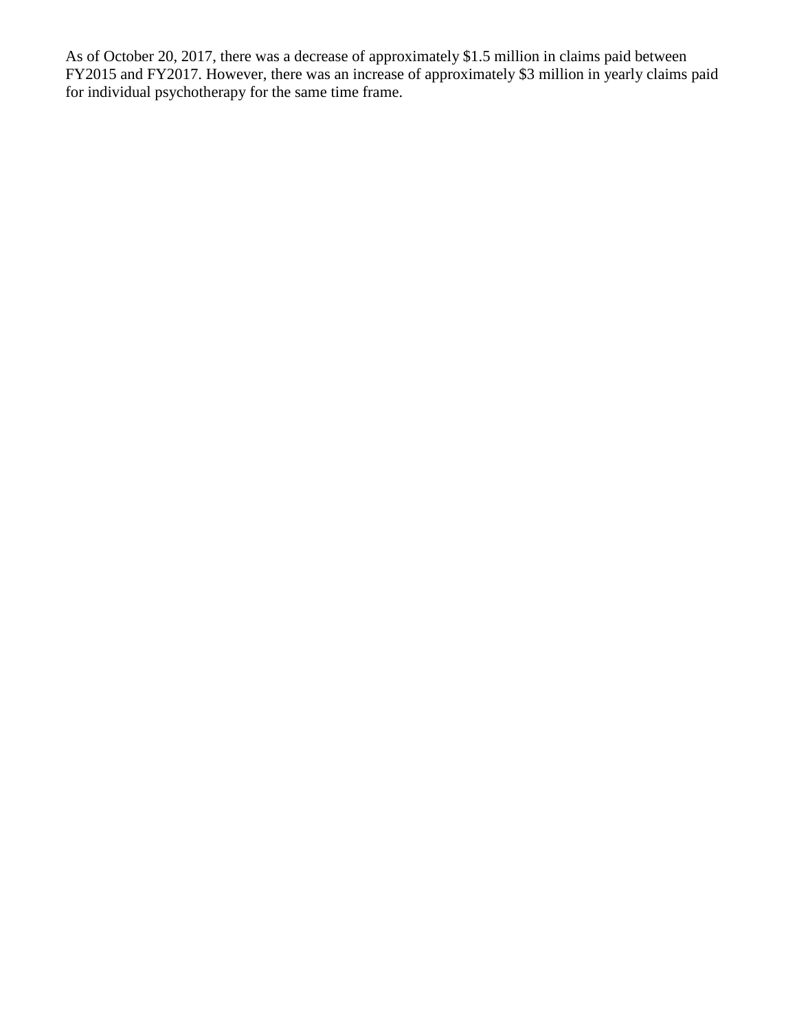As of October 20, 2017, there was a decrease of approximately $1.5 million in claims paid between FY2015 and FY2017. However, there was an increase of approximately $3 million in yearly claims paid for individual psychotherapy for the same time frame.